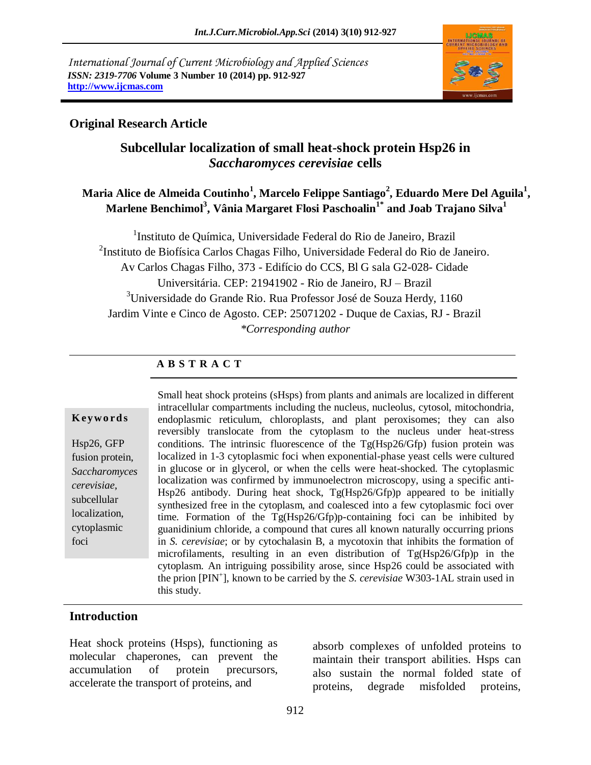International Journal of Current Microbiology and Applied Sciences
*ISSN: 2319-7706* **Volume 3 Number 10 (2014) pp. 912-927**
**http://www.ijcmas.com**

**Original Research Article**

# Subcellular localization of small heat-shock protein Hsp26 in *Saccharomyces cerevisiae* cells

**Maria Alice de Almeida Coutinho[1], Marcelo Felippe Santiago[2], Eduardo Mere Del Aguila[1], Marlene Benchimol[3], Vânia Margaret Flosi Paschoalin[1*] and Joab Trajano Silva[1]**

[1]Instituto de Química, Universidade Federal do Rio de Janeiro, Brazil
[2]Instituto de Biofísica Carlos Chagas Filho, Universidade Federal do Rio de Janeiro. Av Carlos Chagas Filho, 373 - Edifício do CCS, Bl G sala G2-028- Cidade Universitária. CEP: 21941902 - Rio de Janeiro, RJ – Brazil
[3]Universidade do Grande Rio. Rua Professor José de Souza Herdy, 1160 Jardim Vinte e Cinco de Agosto. CEP: 25071202 - Duque de Caxias, RJ - Brazil
*Corresponding author

## ABSTRACT

**Keywords**

Hsp26, GFP fusion protein, *Saccharomyces cerevisiae*, subcellular localization, cytoplasmic foci

Small heat shock proteins (sHsps) from plants and animals are localized in different intracellular compartments including the nucleus, nucleolus, cytosol, mitochondria, endoplasmic reticulum, chloroplasts, and plant peroxisomes; they can also reversibly translocate from the cytoplasm to the nucleus under heat-stress conditions. The intrinsic fluorescence of the Tg(Hsp26/Gfp) fusion protein was localized in 1-3 cytoplasmic foci when exponential-phase yeast cells were cultured in glucose or in glycerol, or when the cells were heat-shocked. The cytoplasmic localization was confirmed by immunoelectron microscopy, using a specific anti-Hsp26 antibody. During heat shock, Tg(Hsp26/Gfp)p appeared to be initially synthesized free in the cytoplasm, and coalesced into a few cytoplasmic foci over time. Formation of the Tg(Hsp26/Gfp)p-containing foci can be inhibited by guanidinium chloride, a compound that cures all known naturally occurring prions in *S. cerevisiae*; or by cytochalasin B, a mycotoxin that inhibits the formation of microfilaments, resulting in an even distribution of Tg(Hsp26/Gfp)p in the cytoplasm. An intriguing possibility arose, since Hsp26 could be associated with the prion [PIN$^+$], known to be carried by the *S. cerevisiae* W303-1AL strain used in this study.

## Introduction

Heat shock proteins (Hsps), functioning as molecular chaperones, can prevent the accumulation of protein precursors, accelerate the transport of proteins, and absorb complexes of unfolded proteins to maintain their transport abilities. Hsps can also sustain the normal folded state of proteins, degrade misfolded proteins,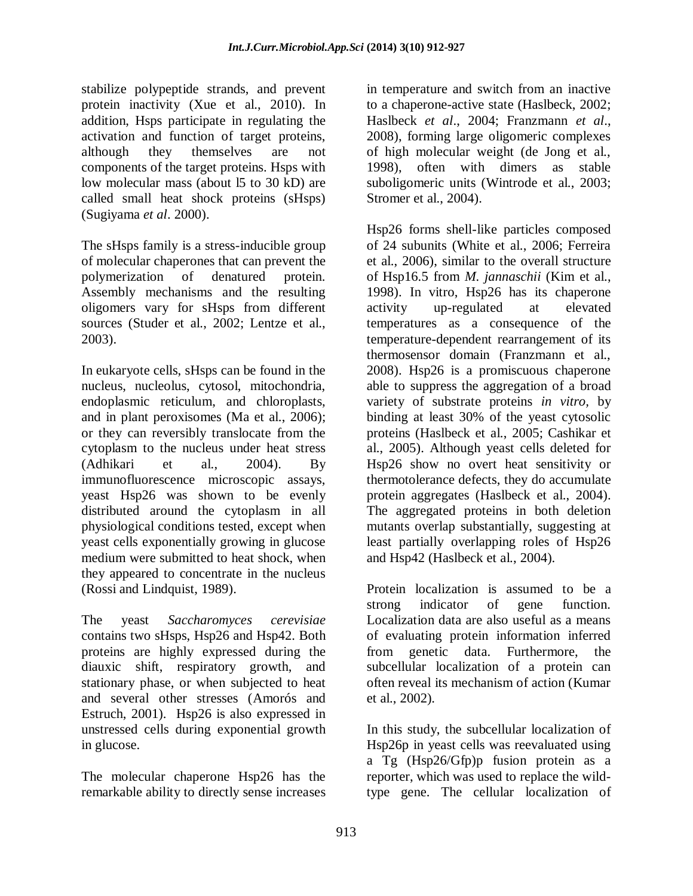stabilize polypeptide strands, and prevent protein inactivity (Xue et al., 2010). In addition, Hsps participate in regulating the activation and function of target proteins, although they themselves are not components of the target proteins. Hsps with low molecular mass (about l5 to 30 kD) are called small heat shock proteins (sHsps) (Sugiyama *et al*. 2000).

The sHsps family is a stress-inducible group of molecular chaperones that can prevent the polymerization of denatured protein. Assembly mechanisms and the resulting oligomers vary for sHsps from different sources (Studer et al., 2002; Lentze et al., 2003).

In eukaryote cells, sHsps can be found in the nucleus, nucleolus, cytosol, mitochondria, endoplasmic reticulum, and chloroplasts, and in plant peroxisomes (Ma et al., 2006); or they can reversibly translocate from the cytoplasm to the nucleus under heat stress (Adhikari et al., 2004). By immunofluorescence microscopic assays, yeast Hsp26 was shown to be evenly distributed around the cytoplasm in all physiological conditions tested, except when yeast cells exponentially growing in glucose medium were submitted to heat shock, when they appeared to concentrate in the nucleus (Rossi and Lindquist, 1989).

The yeast *Saccharomyces cerevisiae* contains two sHsps, Hsp26 and Hsp42. Both proteins are highly expressed during the diauxic shift, respiratory growth, and stationary phase, or when subjected to heat and several other stresses (Amorós and Estruch, 2001). Hsp26 is also expressed in unstressed cells during exponential growth in glucose.

The molecular chaperone Hsp26 has the remarkable ability to directly sense increases in temperature and switch from an inactive to a chaperone-active state (Haslbeck, 2002; Haslbeck *et al*., 2004; Franzmann *et al*., 2008), forming large oligomeric complexes of high molecular weight (de Jong et al., 1998), often with dimers as stable suboligomeric units (Wintrode et al., 2003; Stromer et al., 2004).

Hsp26 forms shell-like particles composed of 24 subunits (White et al., 2006; Ferreira et al., 2006), similar to the overall structure of Hsp16.5 from *M. jannaschii* (Kim et al., 1998). In vitro, Hsp26 has its chaperone activity up-regulated at elevated temperatures as a consequence of the temperature-dependent rearrangement of its thermosensor domain (Franzmann et al., 2008). Hsp26 is a promiscuous chaperone able to suppress the aggregation of a broad variety of substrate proteins *in vitro,* by binding at least 30% of the yeast cytosolic proteins (Haslbeck et al., 2005; Cashikar et al., 2005). Although yeast cells deleted for Hsp26 show no overt heat sensitivity or thermotolerance defects, they do accumulate protein aggregates (Haslbeck et al., 2004). The aggregated proteins in both deletion mutants overlap substantially, suggesting at least partially overlapping roles of Hsp26 and Hsp42 (Haslbeck et al., 2004).

Protein localization is assumed to be a strong indicator of gene function. Localization data are also useful as a means of evaluating protein information inferred from genetic data. Furthermore, the subcellular localization of a protein can often reveal its mechanism of action (Kumar et al., 2002).

In this study, the subcellular localization of Hsp26p in yeast cells was reevaluated using a Tg (Hsp26/Gfp)p fusion protein as a reporter, which was used to replace the wild-type gene. The cellular localization of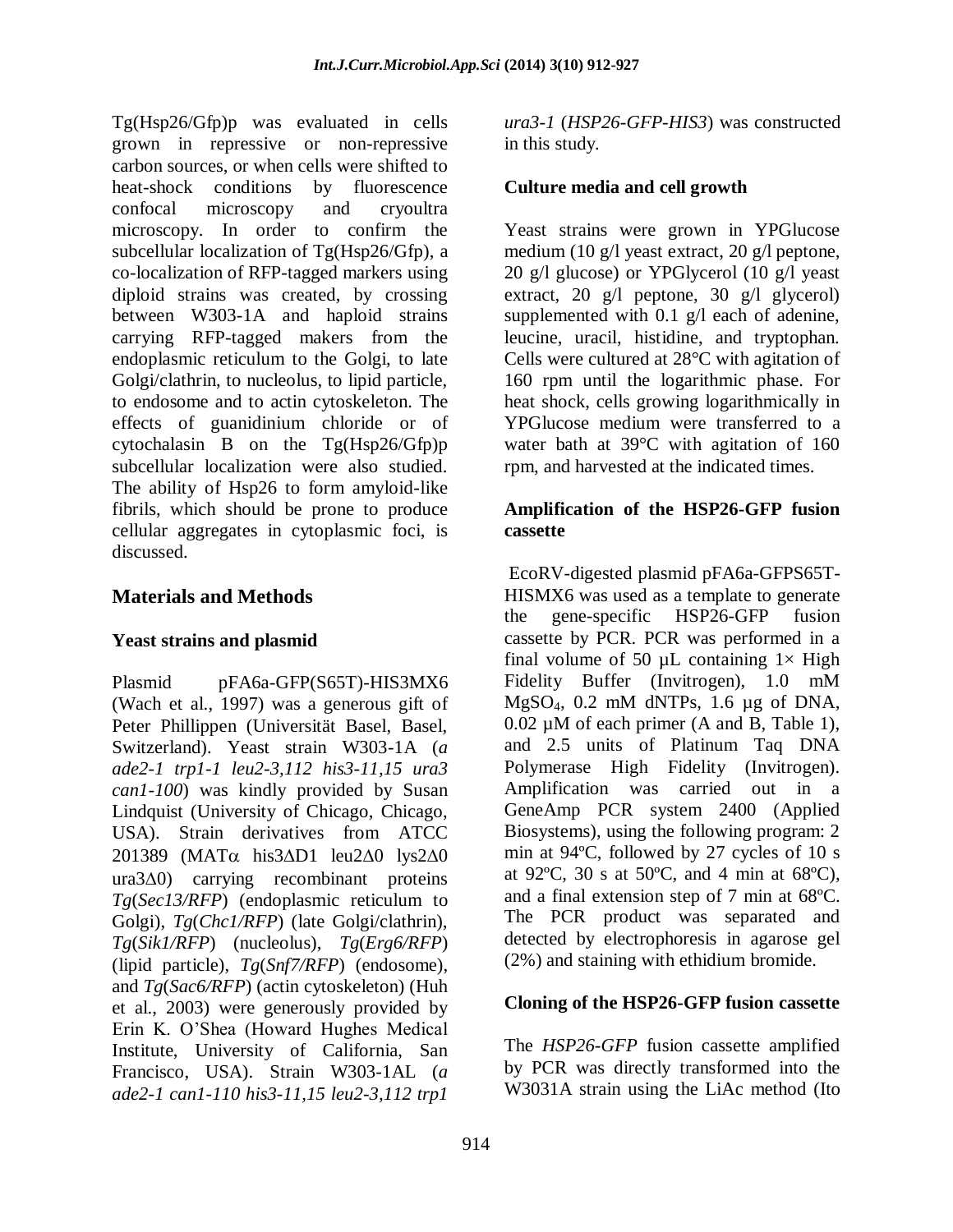Tg(Hsp26/Gfp)p was evaluated in cells grown in repressive or non-repressive carbon sources, or when cells were shifted to heat-shock conditions by fluorescence confocal microscopy and cryoultra microscopy. In order to confirm the subcellular localization of Tg(Hsp26/Gfp), a co-localization of RFP-tagged markers using diploid strains was created, by crossing between W303-1A and haploid strains carrying RFP-tagged makers from the endoplasmic reticulum to the Golgi, to late Golgi/clathrin, to nucleolus, to lipid particle, to endosome and to actin cytoskeleton. The effects of guanidinium chloride or of cytochalasin B on the Tg(Hsp26/Gfp)p subcellular localization were also studied. The ability of Hsp26 to form amyloid-like fibrils, which should be prone to produce cellular aggregates in cytoplasmic foci, is discussed.

## Materials and Methods

### Yeast strains and plasmid

Plasmid pFA6a-GFP(S65T)-HIS3MX6 (Wach et al., 1997) was a generous gift of Peter Phillippen (Universität Basel, Basel, Switzerland). Yeast strain W303-1A (*a ade2-1 trp1-1 leu2-3,112 his3-11,15 ura3 can1-100*) was kindly provided by Susan Lindquist (University of Chicago, Chicago, USA). Strain derivatives from ATCC 201389 (MAT$\alpha$ his3$\Delta$D1 leu2$\Delta$0 lys2$\Delta$0 ura3$\Delta$0) carrying recombinant proteins *Tg*(*Sec13/RFP*) (endoplasmic reticulum to Golgi), *Tg*(*Chc1/RFP*) (late Golgi/clathrin), *Tg*(*Sik1/RFP*) (nucleolus), *Tg*(*Erg6/RFP*) (lipid particle), *Tg*(*Snf7/RFP*) (endosome), and *Tg*(*Sac6/RFP*) (actin cytoskeleton) (Huh et al., 2003) were generously provided by Erin K. O'Shea (Howard Hughes Medical Institute, University of California, San Francisco, USA). Strain W303-1AL (*a ade2-1 can1-110 his3-11,15 leu2-3,112 trp1 ura3-1* (*HSP26-GFP-HIS3*) was constructed in this study.

### Culture media and cell growth

Yeast strains were grown in YPGlucose medium (10 g/l yeast extract, 20 g/l peptone, 20 g/l glucose) or YPGlycerol (10 g/l yeast extract, 20 g/l peptone, 30 g/l glycerol) supplemented with 0.1 g/l each of adenine, leucine, uracil, histidine, and tryptophan. Cells were cultured at 28°C with agitation of 160 rpm until the logarithmic phase. For heat shock, cells growing logarithmically in YPGlucose medium were transferred to a water bath at 39°C with agitation of 160 rpm, and harvested at the indicated times.

### Amplification of the HSP26-GFP fusion cassette

EcoRV-digested plasmid pFA6a-GFPS65T-HISMX6 was used as a template to generate the gene-specific HSP26-GFP fusion cassette by PCR. PCR was performed in a final volume of 50 µL containing 1× High Fidelity Buffer (Invitrogen), 1.0 mM $MgSO_4$, 0.2 mM dNTPs, 1.6 µg of DNA, 0.02 µM of each primer (A and B, Table 1), and 2.5 units of Platinum Taq DNA Polymerase High Fidelity (Invitrogen). Amplification was carried out in a GeneAmp PCR system 2400 (Applied Biosystems), using the following program: 2 min at 94ºC, followed by 27 cycles of 10 s at 92ºC, 30 s at 50ºC, and 4 min at 68ºC), and a final extension step of 7 min at 68ºC. The PCR product was separated and detected by electrophoresis in agarose gel (2%) and staining with ethidium bromide.

### Cloning of the HSP26-GFP fusion cassette

The *HSP26-GFP* fusion cassette amplified by PCR was directly transformed into the W3031A strain using the LiAc method (Ito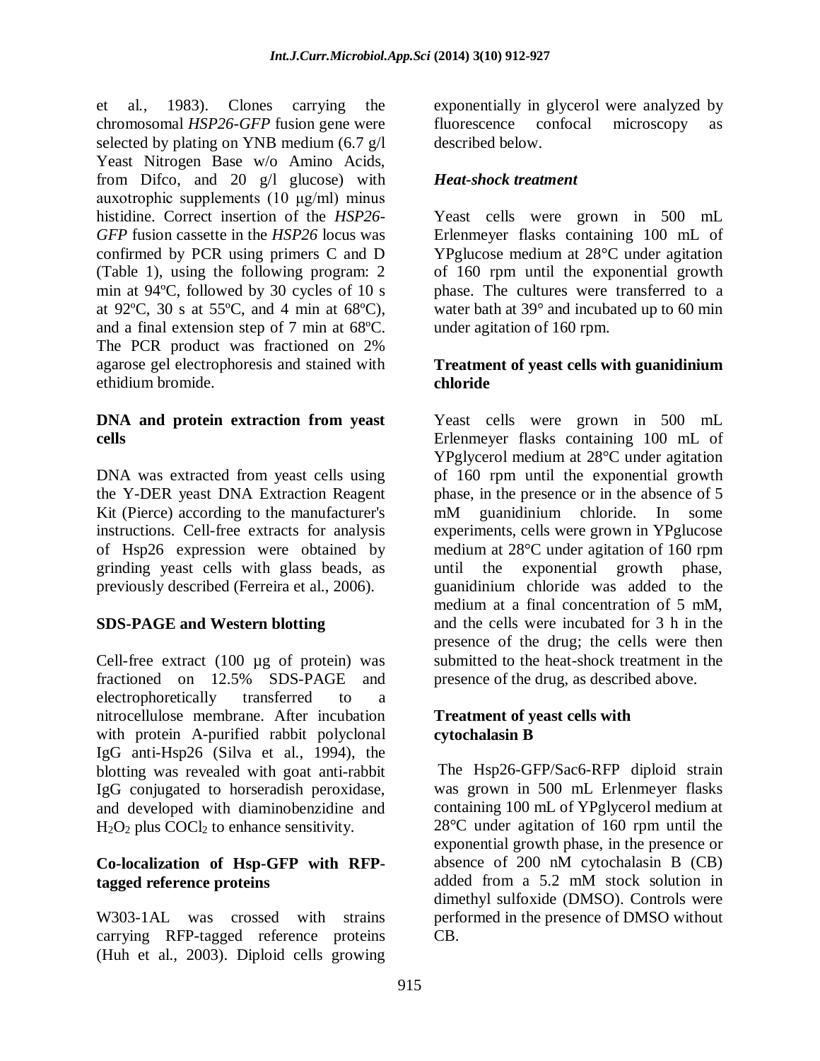et al., 1983). Clones carrying the chromosomal *HSP26-GFP* fusion gene were selected by plating on YNB medium (6.7 g/l Yeast Nitrogen Base w/o Amino Acids, from Difco, and 20 g/l glucose) with auxotrophic supplements (10 µg/ml) minus histidine. Correct insertion of the *HSP26-GFP* fusion cassette in the *HSP26* locus was confirmed by PCR using primers C and D (Table 1), using the following program: 2 min at 94ºC, followed by 30 cycles of 10 s at 92ºC, 30 s at 55ºC, and 4 min at 68ºC), and a final extension step of 7 min at 68ºC. The PCR product was fractioned on 2% agarose gel electrophoresis and stained with ethidium bromide.

### DNA and protein extraction from yeast cells

DNA was extracted from yeast cells using the Y-DER yeast DNA Extraction Reagent Kit (Pierce) according to the manufacturer's instructions. Cell-free extracts for analysis of Hsp26 expression were obtained by grinding yeast cells with glass beads, as previously described (Ferreira et al., 2006).

### SDS-PAGE and Western blotting

Cell-free extract (100 µg of protein) was fractioned on 12.5% SDS-PAGE and electrophoretically transferred to a nitrocellulose membrane. After incubation with protein A-purified rabbit polyclonal IgG anti-Hsp26 (Silva et al., 1994), the blotting was revealed with goat anti-rabbit IgG conjugated to horseradish peroxidase, and developed with diaminobenzidine and $H_2O_2$ plus $COCl_2$ to enhance sensitivity.

### Co-localization of Hsp-GFP with RFP-tagged reference proteins

W303-1AL was crossed with strains carrying RFP-tagged reference proteins (Huh et al., 2003). Diploid cells growing exponentially in glycerol were analyzed by fluorescence confocal microscopy as described below.

### *Heat-shock treatment*

Yeast cells were grown in 500 mL Erlenmeyer flasks containing 100 mL of YPglucose medium at 28°C under agitation of 160 rpm until the exponential growth phase. The cultures were transferred to a water bath at 39° and incubated up to 60 min under agitation of 160 rpm.

### Treatment of yeast cells with guanidinium chloride

Yeast cells were grown in 500 mL Erlenmeyer flasks containing 100 mL of YPglycerol medium at 28°C under agitation of 160 rpm until the exponential growth phase, in the presence or in the absence of 5 mM guanidinium chloride. In some experiments, cells were grown in YPglucose medium at 28°C under agitation of 160 rpm until the exponential growth phase, guanidinium chloride was added to the medium at a final concentration of 5 mM, and the cells were incubated for 3 h in the presence of the drug; the cells were then submitted to the heat-shock treatment in the presence of the drug, as described above.

### Treatment of yeast cells with cytochalasin B

The Hsp26-GFP/Sac6-RFP diploid strain was grown in 500 mL Erlenmeyer flasks containing 100 mL of YPglycerol medium at 28°C under agitation of 160 rpm until the exponential growth phase, in the presence or absence of 200 nM cytochalasin B (CB) added from a 5.2 mM stock solution in dimethyl sulfoxide (DMSO). Controls were performed in the presence of DMSO without CB.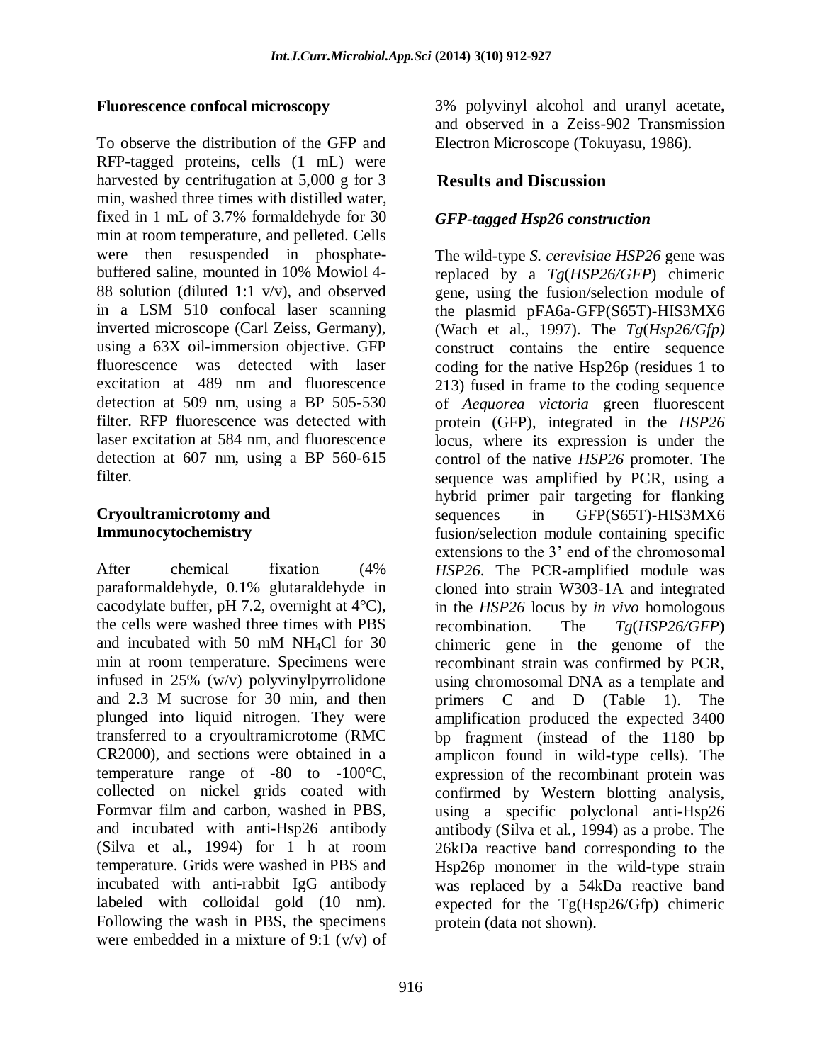### Fluorescence confocal microscopy

To observe the distribution of the GFP and RFP-tagged proteins, cells (1 mL) were harvested by centrifugation at 5,000 g for 3 min, washed three times with distilled water, fixed in 1 mL of 3.7% formaldehyde for 30 min at room temperature, and pelleted. Cells were then resuspended in phosphate-buffered saline, mounted in 10% Mowiol 4-88 solution (diluted 1:1 v/v), and observed in a LSM 510 confocal laser scanning inverted microscope (Carl Zeiss, Germany), using a 63X oil-immersion objective. GFP fluorescence was detected with laser excitation at 489 nm and fluorescence detection at 509 nm, using a BP 505-530 filter. RFP fluorescence was detected with laser excitation at 584 nm, and fluorescence detection at 607 nm, using a BP 560-615 filter.

### Cryoultramicrotomy and Immunocytochemistry

After chemical fixation (4% paraformaldehyde, 0.1% glutaraldehyde in cacodylate buffer, pH 7.2, overnight at 4°C), the cells were washed three times with PBS and incubated with 50 mM $NH_4Cl$ for 30 min at room temperature. Specimens were infused in 25% (w/v) polyvinylpyrrolidone and 2.3 M sucrose for 30 min, and then plunged into liquid nitrogen. They were transferred to a cryoultramicrotome (RMC CR2000), and sections were obtained in a temperature range of -80 to -100°C, collected on nickel grids coated with Formvar film and carbon, washed in PBS, and incubated with anti-Hsp26 antibody (Silva et al., 1994) for 1 h at room temperature. Grids were washed in PBS and incubated with anti-rabbit IgG antibody labeled with colloidal gold (10 nm). Following the wash in PBS, the specimens were embedded in a mixture of 9:1 (v/v) of 3% polyvinyl alcohol and uranyl acetate, and observed in a Zeiss-902 Transmission Electron Microscope (Tokuyasu, 1986).

## Results and Discussion

### *GFP-tagged Hsp26 construction*

The wild-type *S. cerevisiae HSP26* gene was replaced by a *Tg*(*HSP26/GFP*) chimeric gene, using the fusion/selection module of the plasmid pFA6a-GFP(S65T)-HIS3MX6 (Wach et al., 1997). The *Tg*(*Hsp26/Gfp)* construct contains the entire sequence coding for the native Hsp26p (residues 1 to 213) fused in frame to the coding sequence of *Aequorea victoria* green fluorescent protein (GFP), integrated in the *HSP26* locus, where its expression is under the control of the native *HSP26* promoter. The sequence was amplified by PCR, using a hybrid primer pair targeting for flanking sequences in GFP(S65T)-HIS3MX6 fusion/selection module containing specific extensions to the 3' end of the chromosomal *HSP26*. The PCR-amplified module was cloned into strain W303-1A and integrated in the *HSP26* locus by *in vivo* homologous recombination. The *Tg*(*HSP26/GFP*) chimeric gene in the genome of the recombinant strain was confirmed by PCR, using chromosomal DNA as a template and primers C and D (Table 1). The amplification produced the expected 3400 bp fragment (instead of the 1180 bp amplicon found in wild-type cells). The expression of the recombinant protein was confirmed by Western blotting analysis, using a specific polyclonal anti-Hsp26 antibody (Silva et al., 1994) as a probe. The 26kDa reactive band corresponding to the Hsp26p monomer in the wild-type strain was replaced by a 54kDa reactive band expected for the Tg(Hsp26/Gfp) chimeric protein (data not shown).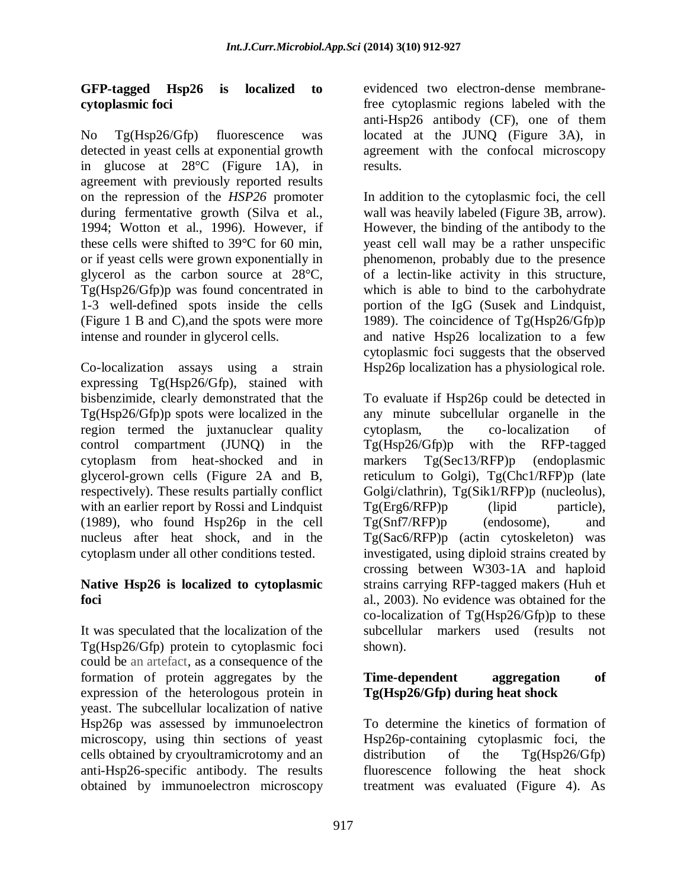### GFP-tagged Hsp26 is localized to cytoplasmic foci

No Tg(Hsp26/Gfp) fluorescence was detected in yeast cells at exponential growth in glucose at 28°C (Figure 1A), in agreement with previously reported results on the repression of the *HSP26* promoter during fermentative growth (Silva et al., 1994; Wotton et al., 1996). However, if these cells were shifted to 39°C for 60 min, or if yeast cells were grown exponentially in glycerol as the carbon source at 28°C, Tg(Hsp26/Gfp)p was found concentrated in 1-3 well-defined spots inside the cells (Figure 1 B and C),and the spots were more intense and rounder in glycerol cells.

Co-localization assays using a strain expressing Tg(Hsp26/Gfp), stained with bisbenzimide, clearly demonstrated that the Tg(Hsp26/Gfp)p spots were localized in the region termed the juxtanuclear quality control compartment (JUNQ) in the cytoplasm from heat-shocked and in glycerol-grown cells (Figure 2A and B, respectively). These results partially conflict with an earlier report by Rossi and Lindquist (1989), who found Hsp26p in the cell nucleus after heat shock, and in the cytoplasm under all other conditions tested.

### Native Hsp26 is localized to cytoplasmic foci

It was speculated that the localization of the Tg(Hsp26/Gfp) protein to cytoplasmic foci could be an artefact, as a consequence of the formation of protein aggregates by the expression of the heterologous protein in yeast. The subcellular localization of native Hsp26p was assessed by immunoelectron microscopy, using thin sections of yeast cells obtained by cryoultramicrotomy and an anti-Hsp26-specific antibody. The results obtained by immunoelectron microscopy evidenced two electron-dense membrane-free cytoplasmic regions labeled with the anti-Hsp26 antibody (CF), one of them located at the JUNQ (Figure 3A), in agreement with the confocal microscopy results.

In addition to the cytoplasmic foci, the cell wall was heavily labeled (Figure 3B, arrow). However, the binding of the antibody to the yeast cell wall may be a rather unspecific phenomenon, probably due to the presence of a lectin-like activity in this structure, which is able to bind to the carbohydrate portion of the IgG (Susek and Lindquist, 1989). The coincidence of Tg(Hsp26/Gfp)p and native Hsp26 localization to a few cytoplasmic foci suggests that the observed Hsp26p localization has a physiological role.

To evaluate if Hsp26p could be detected in any minute subcellular organelle in the cytoplasm, the co-localization of Tg(Hsp26/Gfp)p with the RFP-tagged markers Tg(Sec13/RFP)p (endoplasmic reticulum to Golgi), Tg(Chc1/RFP)p (late Golgi/clathrin), Tg(Sik1/RFP)p (nucleolus), Tg(Erg6/RFP)p (lipid particle), Tg(Snf7/RFP)p (endosome), and Tg(Sac6/RFP)p (actin cytoskeleton) was investigated, using diploid strains created by crossing between W303-1A and haploid strains carrying RFP-tagged makers (Huh et al., 2003). No evidence was obtained for the co-localization of Tg(Hsp26/Gfp)p to these subcellular markers used (results not shown).

### Time-dependent aggregation of Tg(Hsp26/Gfp) during heat shock

To determine the kinetics of formation of Hsp26p-containing cytoplasmic foci, the distribution of the Tg(Hsp26/Gfp) fluorescence following the heat shock treatment was evaluated (Figure 4). As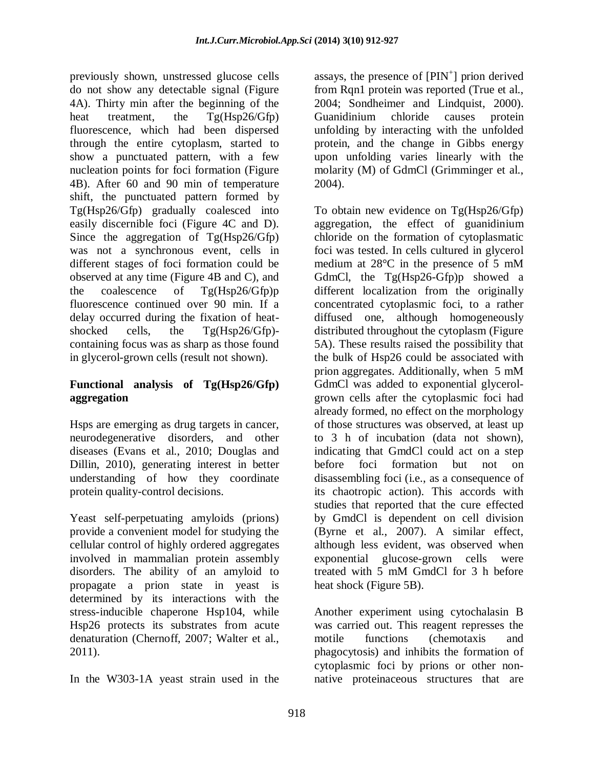previously shown, unstressed glucose cells do not show any detectable signal (Figure 4A). Thirty min after the beginning of the heat treatment, the Tg(Hsp26/Gfp) fluorescence, which had been dispersed through the entire cytoplasm, started to show a punctuated pattern, with a few nucleation points for foci formation (Figure 4B). After 60 and 90 min of temperature shift, the punctuated pattern formed by Tg(Hsp26/Gfp) gradually coalesced into easily discernible foci (Figure 4C and D). Since the aggregation of Tg(Hsp26/Gfp) was not a synchronous event, cells in different stages of foci formation could be observed at any time (Figure 4B and C), and the coalescence of Tg(Hsp26/Gfp)p fluorescence continued over 90 min. If a delay occurred during the fixation of heat-shocked cells, the Tg(Hsp26/Gfp)-containing focus was as sharp as those found in glycerol-grown cells (result not shown).

## Functional analysis of Tg(Hsp26/Gfp) aggregation

Hsps are emerging as drug targets in cancer, neurodegenerative disorders, and other diseases (Evans et al., 2010; Douglas and Dillin, 2010), generating interest in better understanding of how they coordinate protein quality-control decisions.

Yeast self-perpetuating amyloids (prions) provide a convenient model for studying the cellular control of highly ordered aggregates involved in mammalian protein assembly disorders. The ability of an amyloid to propagate a prion state in yeast is determined by its interactions with the stress-inducible chaperone Hsp104, while Hsp26 protects its substrates from acute denaturation (Chernoff, 2007; Walter et al., 2011).

In the W303-1A yeast strain used in the assays, the presence of [PIN$^{+}$] prion derived from Rqn1 protein was reported (True et al., 2004; Sondheimer and Lindquist, 2000). Guanidinium chloride causes protein unfolding by interacting with the unfolded protein, and the change in Gibbs energy upon unfolding varies linearly with the molarity (M) of GdmCl (Grimminger et al., 2004).

To obtain new evidence on Tg(Hsp26/Gfp) aggregation, the effect of guanidinium chloride on the formation of cytoplasmatic foci was tested. In cells cultured in glycerol medium at 28°C in the presence of 5 mM GdmCl, the Tg(Hsp26-Gfp)p showed a different localization from the originally concentrated cytoplasmic foci, to a rather diffused one, although homogeneously distributed throughout the cytoplasm (Figure 5A). These results raised the possibility that the bulk of Hsp26 could be associated with prion aggregates. Additionally, when 5 mM GdmCl was added to exponential glycerol-grown cells after the cytoplasmic foci had already formed, no effect on the morphology of those structures was observed, at least up to 3 h of incubation (data not shown), indicating that GmdCl could act on a step before foci formation but not on disassembling foci (i.e., as a consequence of its chaotropic action). This accords with studies that reported that the cure effected by GmdCl is dependent on cell division (Byrne et al., 2007). A similar effect, although less evident, was observed when exponential glucose-grown cells were treated with 5 mM GmdCl for 3 h before heat shock (Figure 5B).

Another experiment using cytochalasin B was carried out. This reagent represses the motile functions (chemotaxis and phagocytosis) and inhibits the formation of cytoplasmic foci by prions or other non-native proteinaceous structures that are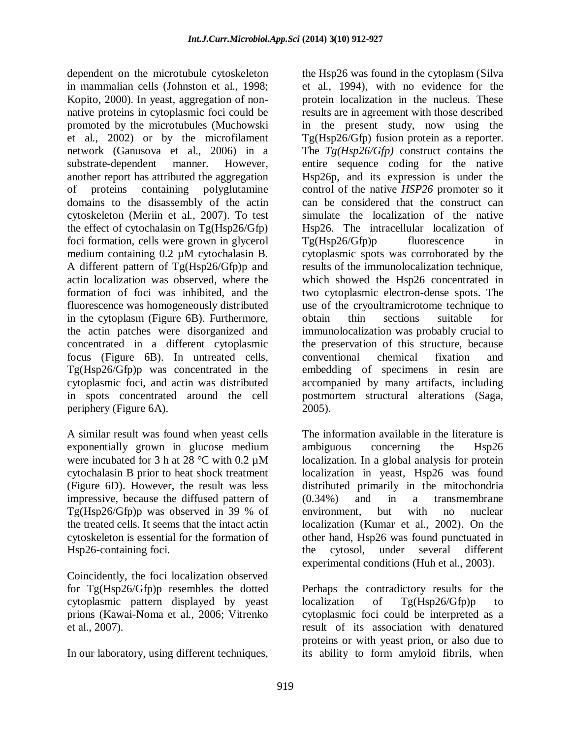dependent on the microtubule cytoskeleton in mammalian cells (Johnston et al., 1998; Kopito, 2000). In yeast, aggregation of non-native proteins in cytoplasmic foci could be promoted by the microtubules (Muchowski et al., 2002) or by the microfilament network (Ganusova et al., 2006) in a substrate-dependent manner. However, another report has attributed the aggregation of proteins containing polyglutamine domains to the disassembly of the actin cytoskeleton (Meriin et al., 2007). To test the effect of cytochalasin on Tg(Hsp26/Gfp) foci formation, cells were grown in glycerol medium containing 0.2 µM cytochalasin B. A different pattern of Tg(Hsp26/Gfp)p and actin localization was observed, where the formation of foci was inhibited, and the fluorescence was homogeneously distributed in the cytoplasm (Figure 6B). Furthermore, the actin patches were disorganized and concentrated in a different cytoplasmic focus (Figure 6B). In untreated cells, Tg(Hsp26/Gfp)p was concentrated in the cytoplasmic foci, and actin was distributed in spots concentrated around the cell periphery (Figure 6A).

A similar result was found when yeast cells exponentially grown in glucose medium were incubated for 3 h at 28 °C with 0.2 µM cytochalasin B prior to heat shock treatment (Figure 6D). However, the result was less impressive, because the diffused pattern of Tg(Hsp26/Gfp)p was observed in 39 % of the treated cells. It seems that the intact actin cytoskeleton is essential for the formation of Hsp26-containing foci.

Coincidently, the foci localization observed for Tg(Hsp26/Gfp)p resembles the dotted cytoplasmic pattern displayed by yeast prions (Kawai-Noma et al., 2006; Vitrenko et al., 2007).

In our laboratory, using different techniques, the Hsp26 was found in the cytoplasm (Silva et al., 1994), with no evidence for the protein localization in the nucleus. These results are in agreement with those described in the present study, now using the Tg(Hsp26/Gfp) fusion protein as a reporter. The *Tg(Hsp26/Gfp)* construct contains the entire sequence coding for the native Hsp26p, and its expression is under the control of the native *HSP26* promoter so it can be considered that the construct can simulate the localization of the native Hsp26. The intracellular localization of Tg(Hsp26/Gfp)p fluorescence in cytoplasmic spots was corroborated by the results of the immunolocalization technique, which showed the Hsp26 concentrated in two cytoplasmic electron-dense spots. The use of the cryoultramicrotome technique to obtain thin sections suitable for immunolocalization was probably crucial to the preservation of this structure, because conventional chemical fixation and embedding of specimens in resin are accompanied by many artifacts, including postmortem structural alterations (Saga, 2005).

The information available in the literature is ambiguous concerning the Hsp26 localization. In a global analysis for protein localization in yeast, Hsp26 was found distributed primarily in the mitochondria (0.34%) and in a transmembrane environment, but with no nuclear localization (Kumar et al., 2002). On the other hand, Hsp26 was found punctuated in the cytosol, under several different experimental conditions (Huh et al., 2003).

Perhaps the contradictory results for the localization of Tg(Hsp26/Gfp)p to cytoplasmic foci could be interpreted as a result of its association with denatured proteins or with yeast prion, or also due to its ability to form amyloid fibrils, when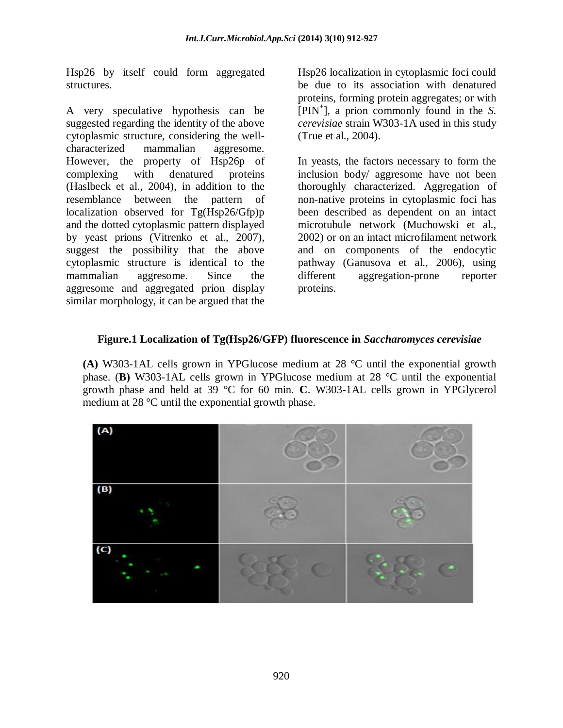Hsp26 by itself could form aggregated structures.

A very speculative hypothesis can be suggested regarding the identity of the above cytoplasmic structure, considering the well-characterized mammalian aggresome. However, the property of Hsp26p of complexing with denatured proteins (Haslbeck et al., 2004), in addition to the resemblance between the pattern of localization observed for Tg(Hsp26/Gfp)p and the dotted cytoplasmic pattern displayed by yeast prions (Vitrenko et al., 2007), suggest the possibility that the above cytoplasmic structure is identical to the mammalian aggresome. Since the aggresome and aggregated prion display similar morphology, it can be argued that the Hsp26 localization in cytoplasmic foci could be due to its association with denatured proteins, forming protein aggregates; or with [PIN$^+$], a prion commonly found in the *S. cerevisiae* strain W303-1A used in this study (True et al., 2004).

In yeasts, the factors necessary to form the inclusion body/ aggresome have not been thoroughly characterized. Aggregation of non-native proteins in cytoplasmic foci has been described as dependent on an intact microtubule network (Muchowski et al., 2002) or on an intact microfilament network and on components of the endocytic pathway (Ganusova et al., 2006), using different aggregation-prone reporter proteins.

**Figure.1 Localization of Tg(Hsp26/GFP) fluorescence in *Saccharomyces cerevisiae***

**(A)** W303-1AL cells grown in YPGlucose medium at 28 °C until the exponential growth phase. (**B)** W303-1AL cells grown in YPGlucose medium at 28 °C until the exponential growth phase and held at 39 °C for 60 min. **C**. W303-1AL cells grown in YPGlycerol medium at 28 °C until the exponential growth phase.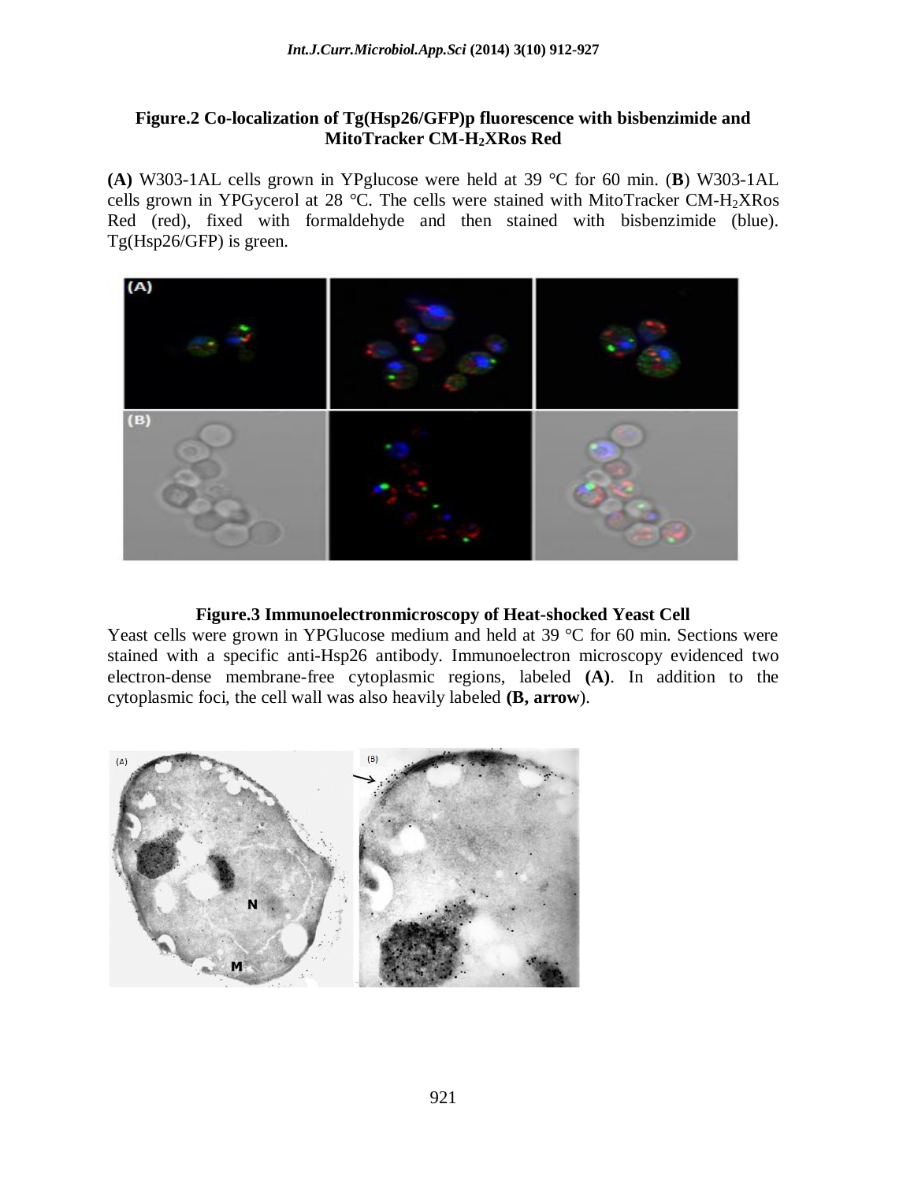**Figure.2 Co-localization of Tg(Hsp26/GFP)p fluorescence with bisbenzimide and MitoTracker CM-$H_2$XRos Red**

**(A)** W303-1AL cells grown in YPglucose were held at 39 °C for 60 min. (**B**) W303-1AL cells grown in YPGycerol at 28 °C. The cells were stained with MitoTracker CM-$H_2$XRos Red (red), fixed with formaldehyde and then stained with bisbenzimide (blue). Tg(Hsp26/GFP) is green.

**Figure.3 Immunoelectronmicroscopy of Heat-shocked Yeast Cell**

Yeast cells were grown in YPGlucose medium and held at 39 °C for 60 min. Sections were stained with a specific anti-Hsp26 antibody. Immunoelectron microscopy evidenced two electron-dense membrane-free cytoplasmic regions, labeled **(A)**. In addition to the cytoplasmic foci, the cell wall was also heavily labeled **(B, arrow**).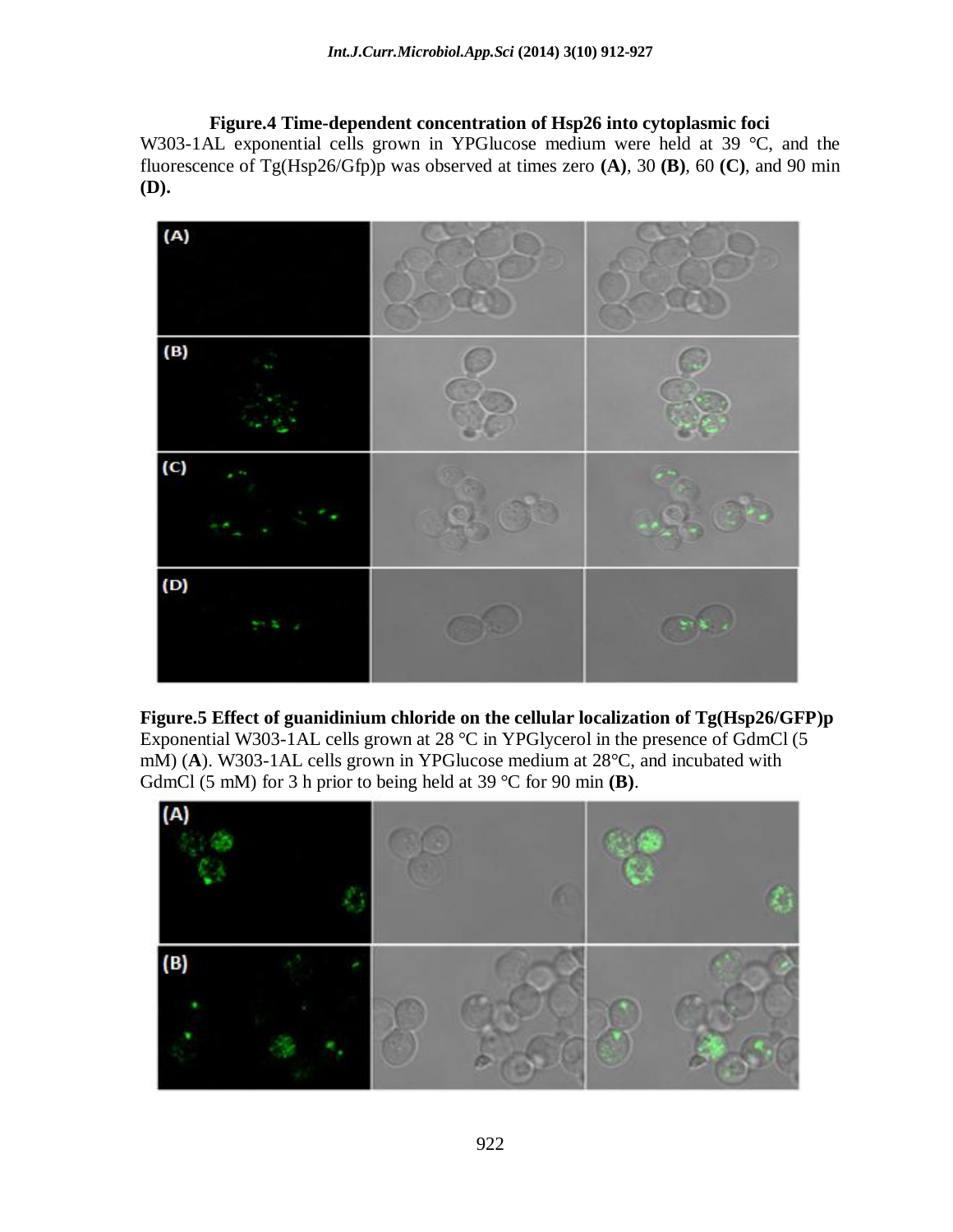**Figure.4 Time-dependent concentration of Hsp26 into cytoplasmic foci**

W303-1AL exponential cells grown in YPGlucose medium were held at 39 °C, and the fluorescence of Tg(Hsp26/Gfp)p was observed at times zero **(A)**, 30 **(B)**, 60 **(C)**, and 90 min **(D).**

**Figure.5 Effect of guanidinium chloride on the cellular localization of Tg(Hsp26/GFP)p**

Exponential W303-1AL cells grown at 28 °C in YPGlycerol in the presence of GdmCl (5 mM) (**A**). W303-1AL cells grown in YPGlucose medium at 28°C, and incubated with GdmCl (5 mM) for 3 h prior to being held at 39 °C for 90 min **(B)**.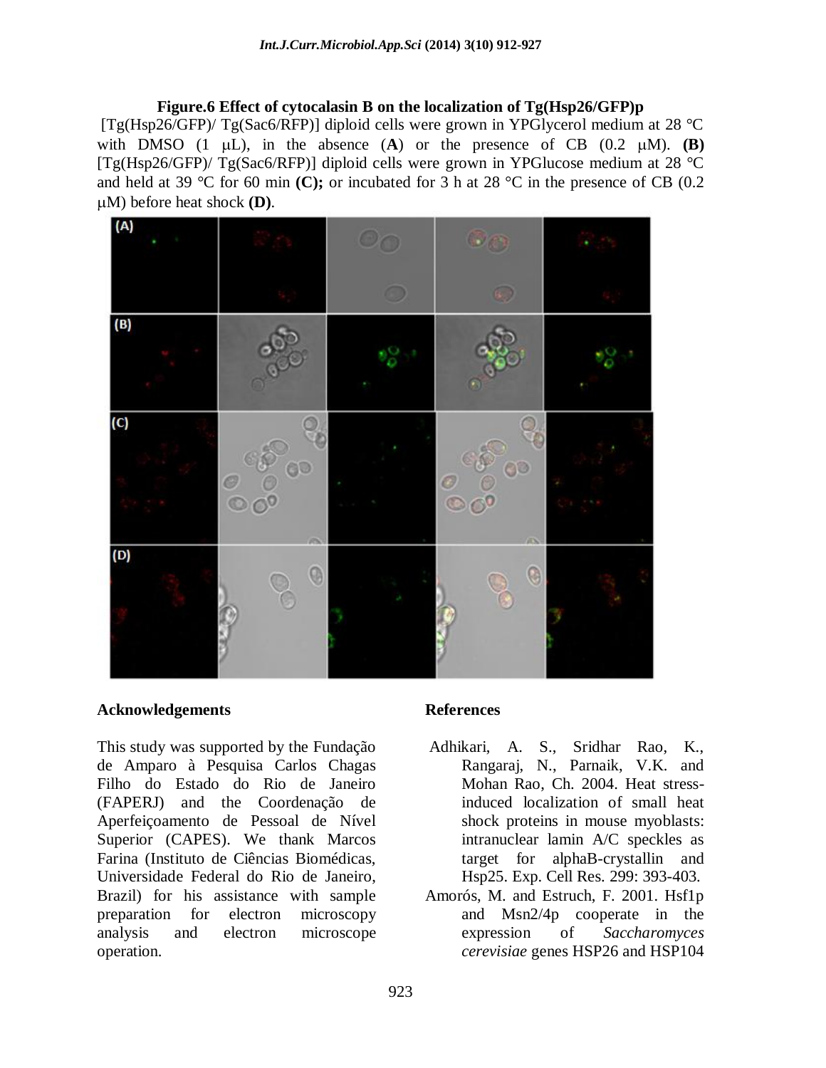**Figure.6 Effect of cytocalasin B on the localization of Tg(Hsp26/GFP)p**

[Tg(Hsp26/GFP)/ Tg(Sac6/RFP)] diploid cells were grown in YPGlycerol medium at 28 °C with DMSO (1 μL), in the absence (**A**) or the presence of CB (0.2 μM). **(B)** [Tg(Hsp26/GFP)/ Tg(Sac6/RFP)] diploid cells were grown in YPGlucose medium at 28 °C and held at 39 °C for 60 min **(C);** or incubated for 3 h at 28 °C in the presence of CB (0.2 μM) before heat shock **(D)**.

## Acknowledgements

This study was supported by the Fundação de Amparo à Pesquisa Carlos Chagas Filho do Estado do Rio de Janeiro (FAPERJ) and the Coordenação de Aperfeiçoamento de Pessoal de Nível Superior (CAPES). We thank Marcos Farina (Instituto de Ciências Biomédicas, Universidade Federal do Rio de Janeiro, Brazil) for his assistance with sample preparation for electron microscopy analysis and electron microscope operation.

## References

Adhikari, A. S., Sridhar Rao, K., Rangaraj, N., Parnaik, V.K. and Mohan Rao, Ch. 2004. Heat stress-induced localization of small heat shock proteins in mouse myoblasts: intranuclear lamin A/C speckles as target for alphaB-crystallin and Hsp25. Exp. Cell Res. 299: 393-403.

Amorós, M. and Estruch, F. 2001. Hsf1p and Msn2/4p cooperate in the expression of *Saccharomyces cerevisiae* genes HSP26 and HSP104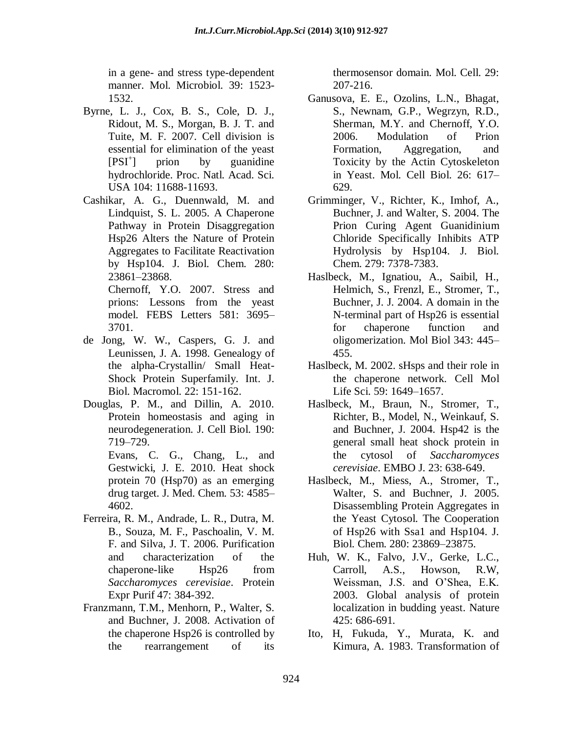in a gene- and stress type-dependent manner. Mol. Microbiol. 39: 1523-1532.

Byrne, L. J., Cox, B. S., Cole, D. J., Ridout, M. S., Morgan, B. J. T. and Tuite, M. F. 2007. Cell division is essential for elimination of the yeast [PSI$^+$] prion by guanidine hydrochloride. Proc. Natl. Acad. Sci. USA 104: 11688-11693.

Cashikar, A. G., Duennwald, M. and Lindquist, S. L. 2005. A Chaperone Pathway in Protein Disaggregation Hsp26 Alters the Nature of Protein Aggregates to Facilitate Reactivation by Hsp104. J. Biol. Chem. 280: 23861–23868.

Chernoff, Y.O. 2007. Stress and prions: Lessons from the yeast model. FEBS Letters 581: 3695–3701.

de Jong, W. W., Caspers, G. J. and Leunissen, J. A. 1998. Genealogy of the alpha-Crystallin/ Small Heat-Shock Protein Superfamily. Int. J. Biol. Macromol. 22: 151-162.

Douglas, P. M., and Dillin, A. 2010. Protein homeostasis and aging in neurodegeneration. J. Cell Biol. 190: 719–729.

Evans, C. G., Chang, L., and Gestwicki, J. E. 2010. Heat shock protein 70 (Hsp70) as an emerging drug target. J. Med. Chem. 53: 4585–4602.

Ferreira, R. M., Andrade, L. R., Dutra, M. B., Souza, M. F., Paschoalin, V. M. F. and Silva, J. T. 2006. Purification and characterization of the chaperone-like Hsp26 from *Saccharomyces cerevisiae*. Protein Expr Purif 47: 384-392.

Franzmann, T.M., Menhorn, P., Walter, S. and Buchner, J. 2008. Activation of the chaperone Hsp26 is controlled by the rearrangement of its thermosensor domain. Mol. Cell. 29: 207-216.

Ganusova, E. E., Ozolins, L.N., Bhagat, S., Newnam, G.P., Wegrzyn, R.D., Sherman, M.Y. and Chernoff, Y.O. 2006. Modulation of Prion Formation, Aggregation, and Toxicity by the Actin Cytoskeleton in Yeast. Mol. Cell Biol. 26: 617–629.

Grimminger, V., Richter, K., Imhof, A., Buchner, J. and Walter, S. 2004. The Prion Curing Agent Guanidinium Chloride Specifically Inhibits ATP Hydrolysis by Hsp104. J. Biol. Chem. 279: 7378-7383.

Haslbeck, M., Ignatiou, A., Saibil, H., Helmich, S., Frenzl, E., Stromer, T., Buchner, J. J. 2004. A domain in the N-terminal part of Hsp26 is essential for chaperone function and oligomerization. Mol Biol 343: 445–455.

Haslbeck, M. 2002. sHsps and their role in the chaperone network. Cell Mol Life Sci. 59: 1649–1657.

Haslbeck, M., Braun, N., Stromer, T., Richter, B., Model, N., Weinkauf, S. and Buchner, J. 2004. Hsp42 is the general small heat shock protein in the cytosol of *Saccharomyces cerevisiae*. EMBO J. 23: 638-649.

Haslbeck, M., Miess, A., Stromer, T., Walter, S. and Buchner, J. 2005. Disassembling Protein Aggregates in the Yeast Cytosol. The Cooperation of Hsp26 with Ssa1 and Hsp104. J. Biol. Chem. 280: 23869–23875.

Huh, W. K., Falvo, J.V., Gerke, L.C., Carroll, A.S., Howson, R.W, Weissman, J.S. and O'Shea, E.K. 2003. Global analysis of protein localization in budding yeast. Nature 425: 686-691.

Ito, H, Fukuda, Y., Murata, K. and Kimura, A. 1983. Transformation of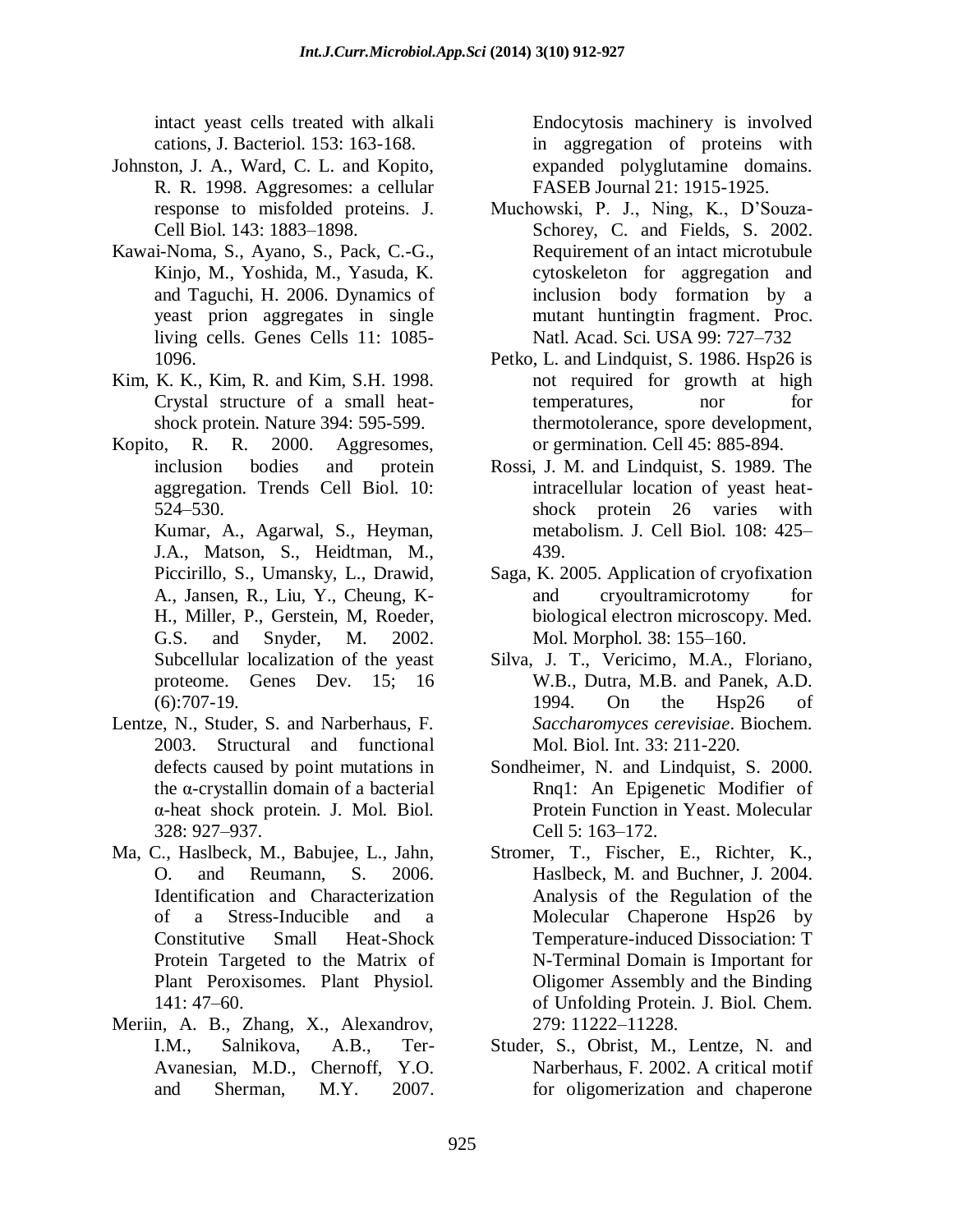intact yeast cells treated with alkali cations, J. Bacteriol. 153: 163-168.

Johnston, J. A., Ward, C. L. and Kopito, R. R. 1998. Aggresomes: a cellular response to misfolded proteins. J. Cell Biol. 143: 1883–1898.

Kawai-Noma, S., Ayano, S., Pack, C.-G., Kinjo, M., Yoshida, M., Yasuda, K. and Taguchi, H. 2006. Dynamics of yeast prion aggregates in single living cells. Genes Cells 11: 1085-1096.

Kim, K. K., Kim, R. and Kim, S.H. 1998. Crystal structure of a small heat-shock protein. Nature 394: 595-599.

Kopito, R. R. 2000. Aggresomes, inclusion bodies and protein aggregation. Trends Cell Biol. 10: 524–530.

Kumar, A., Agarwal, S., Heyman, J.A., Matson, S., Heidtman, M., Piccirillo, S., Umansky, L., Drawid, A., Jansen, R., Liu, Y., Cheung, K-H., Miller, P., Gerstein, M, Roeder, G.S. and Snyder, M. 2002. Subcellular localization of the yeast proteome. Genes Dev. 15; 16 (6):707-19.

Lentze, N., Studer, S. and Narberhaus, F. 2003. Structural and functional defects caused by point mutations in the α-crystallin domain of a bacterial α-heat shock protein. J. Mol. Biol. 328: 927–937.

Ma, C., Haslbeck, M., Babujee, L., Jahn, O. and Reumann, S. 2006. Identification and Characterization of a Stress-Inducible and a Constitutive Small Heat-Shock Protein Targeted to the Matrix of Plant Peroxisomes. Plant Physiol. 141: 47–60.

Meriin, A. B., Zhang, X., Alexandrov, I.M., Salnikova, A.B., Ter-Avanesian, M.D., Chernoff, Y.O. and Sherman, M.Y. 2007. Endocytosis machinery is involved in aggregation of proteins with expanded polyglutamine domains. FASEB Journal 21: 1915-1925.

Muchowski, P. J., Ning, K., D'Souza-Schorey, C. and Fields, S. 2002. Requirement of an intact microtubule cytoskeleton for aggregation and inclusion body formation by a mutant huntingtin fragment. Proc. Natl. Acad. Sci. USA 99: 727–732

Petko, L. and Lindquist, S. 1986. Hsp26 is not required for growth at high temperatures, nor for thermotolerance, spore development, or germination. Cell 45: 885-894.

Rossi, J. M. and Lindquist, S. 1989. The intracellular location of yeast heat-shock protein 26 varies with metabolism. J. Cell Biol. 108: 425–439.

Saga, K. 2005. Application of cryofixation and cryoultramicrotomy for biological electron microscopy. Med. Mol. Morphol. 38: 155–160.

Silva, J. T., Vericimo, M.A., Floriano, W.B., Dutra, M.B. and Panek, A.D. 1994. On the Hsp26 of *Saccharomyces cerevisiae*. Biochem. Mol. Biol. Int. 33: 211-220.

Sondheimer, N. and Lindquist, S. 2000. Rnq1: An Epigenetic Modifier of Protein Function in Yeast. Molecular Cell 5: 163–172.

Stromer, T., Fischer, E., Richter, K., Haslbeck, M. and Buchner, J. 2004. Analysis of the Regulation of the Molecular Chaperone Hsp26 by Temperature-induced Dissociation: T N-Terminal Domain is Important for Oligomer Assembly and the Binding of Unfolding Protein. J. Biol. Chem. 279: 11222–11228.

Studer, S., Obrist, M., Lentze, N. and Narberhaus, F. 2002. A critical motif for oligomerization and chaperone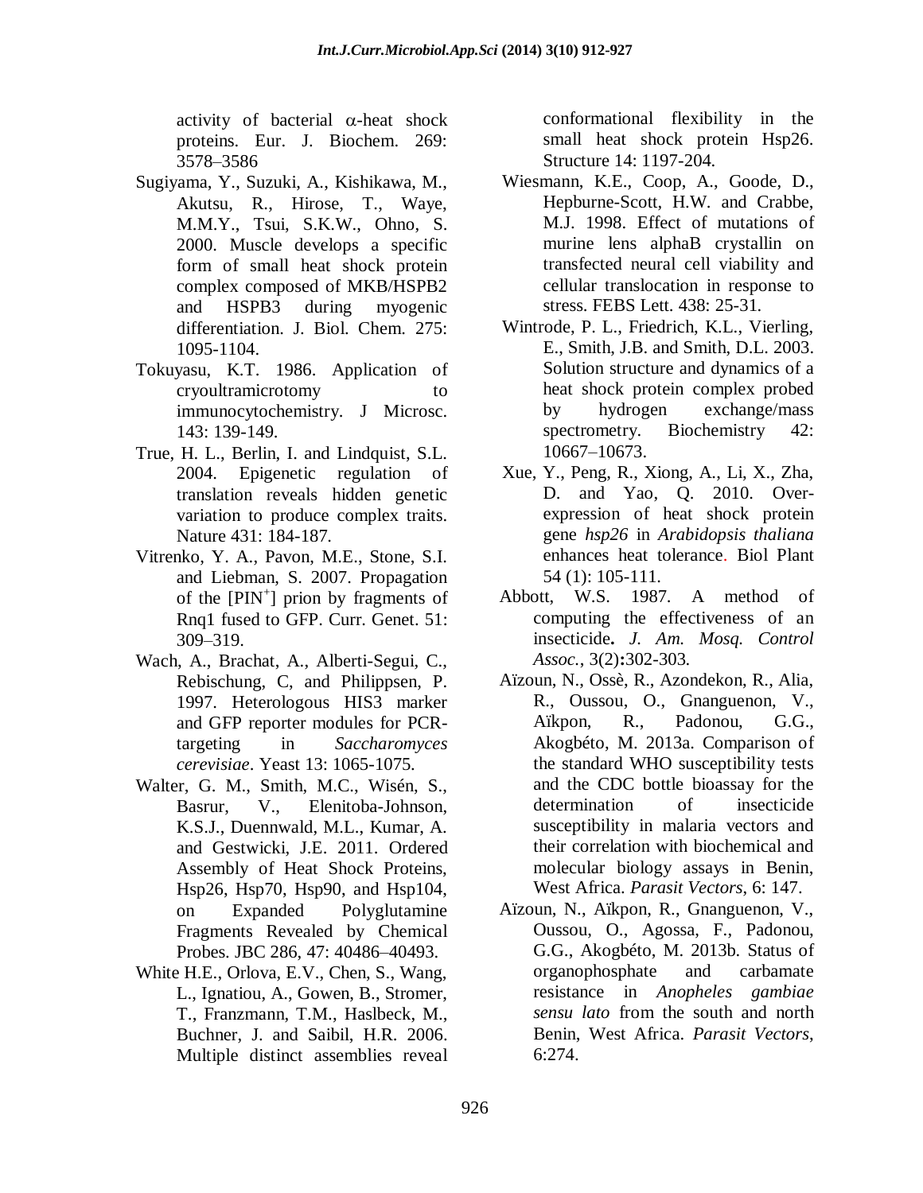activity of bacterial α-heat shock proteins. Eur. J. Biochem. 269: 3578–3586

Sugiyama, Y., Suzuki, A., Kishikawa, M., Akutsu, R., Hirose, T., Waye, M.M.Y., Tsui, S.K.W., Ohno, S. 2000. Muscle develops a specific form of small heat shock protein complex composed of MKB/HSPB2 and HSPB3 during myogenic differentiation. J. Biol. Chem. 275: 1095-1104.

Tokuyasu, K.T. 1986. Application of cryoultramicrotomy to immunocytochemistry. J Microsc. 143: 139-149.

True, H. L., Berlin, I. and Lindquist, S.L. 2004. Epigenetic regulation of translation reveals hidden genetic variation to produce complex traits. Nature 431: 184-187.

Vitrenko, Y. A., Pavon, M.E., Stone, S.I. and Liebman, S. 2007. Propagation of the [PIN$^{+}$] prion by fragments of Rnq1 fused to GFP. Curr. Genet. 51: 309–319.

Wach, A., Brachat, A., Alberti-Segui, C., Rebischung, C, and Philippsen, P. 1997. Heterologous HIS3 marker and GFP reporter modules for PCR-targeting in *Saccharomyces cerevisiae*. Yeast 13: 1065-1075.

Walter, G. M., Smith, M.C., Wisén, S., Basrur, V., Elenitoba-Johnson, K.S.J., Duennwald, M.L., Kumar, A. and Gestwicki, J.E. 2011. Ordered Assembly of Heat Shock Proteins, Hsp26, Hsp70, Hsp90, and Hsp104, on Expanded Polyglutamine Fragments Revealed by Chemical Probes. JBC 286, 47: 40486–40493.

White H.E., Orlova, E.V., Chen, S., Wang, L., Ignatiou, A., Gowen, B., Stromer, T., Franzmann, T.M., Haslbeck, M., Buchner, J. and Saibil, H.R. 2006. Multiple distinct assemblies reveal conformational flexibility in the small heat shock protein Hsp26. Structure 14: 1197-204.

Wiesmann, K.E., Coop, A., Goode, D., Hepburne-Scott, H.W. and Crabbe, M.J. 1998. Effect of mutations of murine lens alphaB crystallin on transfected neural cell viability and cellular translocation in response to stress. FEBS Lett. 438: 25-31.

Wintrode, P. L., Friedrich, K.L., Vierling, E., Smith, J.B. and Smith, D.L. 2003. Solution structure and dynamics of a heat shock protein complex probed by hydrogen exchange/mass spectrometry. Biochemistry 42: 10667–10673.

Xue, Y., Peng, R., Xiong, A., Li, X., Zha, D. and Yao, Q. 2010. Over-expression of heat shock protein gene *hsp26* in *Arabidopsis thaliana* enhances heat tolerance. Biol Plant 54 (1): 105-111.

Abbott, W.S. 1987. A method of computing the effectiveness of an insecticide**.** *J. Am. Mosq. Control Assoc.*, 3(2)**:**302-303.

Aïzoun, N., Ossè, R., Azondekon, R., Alia, R., Oussou, O., Gnanguenon, V., Aïkpon, R., Padonou, G.G., Akogbéto, M. 2013a. Comparison of the standard WHO susceptibility tests and the CDC bottle bioassay for the determination of insecticide susceptibility in malaria vectors and their correlation with biochemical and molecular biology assays in Benin, West Africa. *Parasit Vectors*, 6: 147.

Aïzoun, N., Aïkpon, R., Gnanguenon, V., Oussou, O., Agossa, F., Padonou, G.G., Akogbéto, M. 2013b. Status of organophosphate and carbamate resistance in *Anopheles gambiae sensu lato* from the south and north Benin, West Africa. *Parasit Vectors*, 6:274.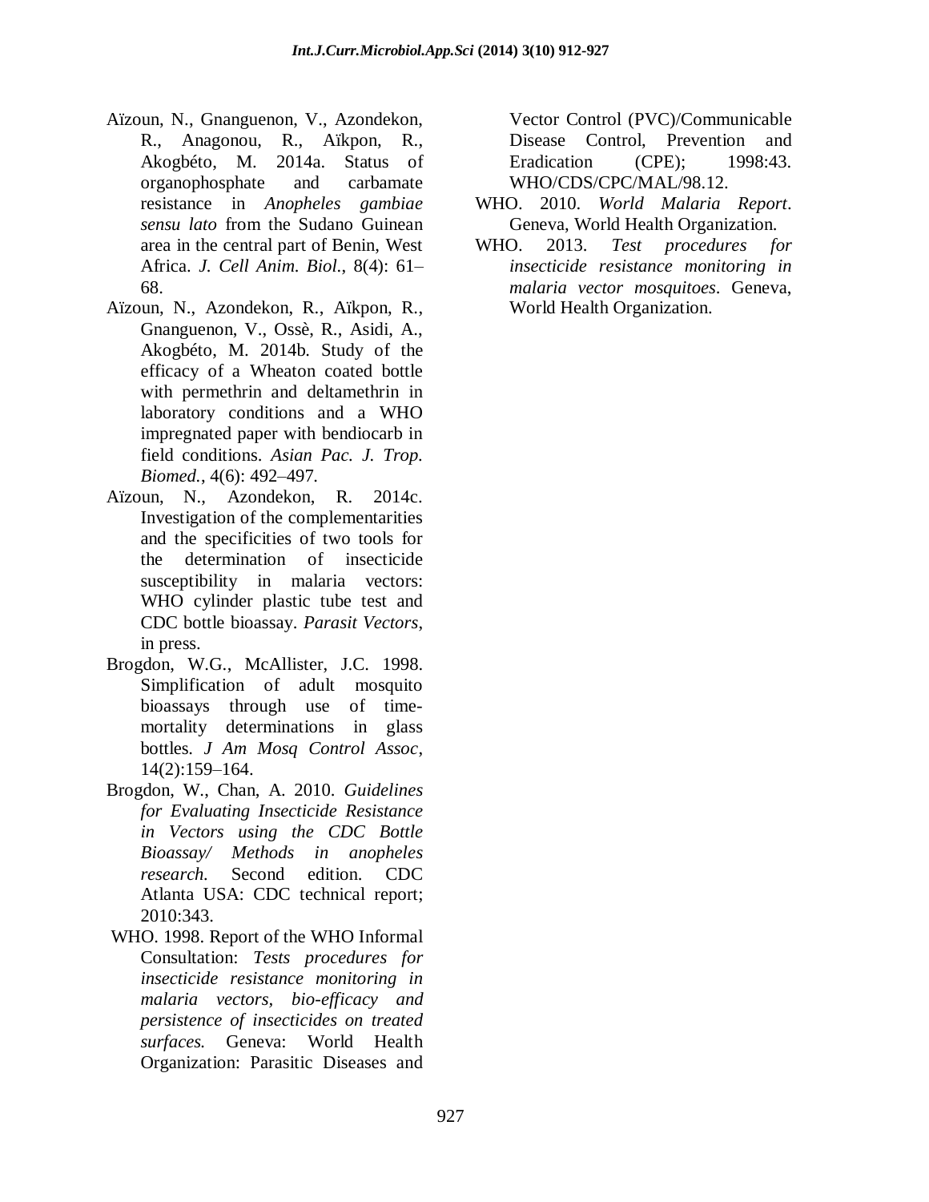Aïzoun, N., Gnanguenon, V., Azondekon, R., Anagonou, R., Aïkpon, R., Akogbéto, M. 2014a. Status of organophosphate and carbamate resistance in *Anopheles gambiae sensu lato* from the Sudano Guinean area in the central part of Benin, West Africa. *J. Cell Anim. Biol.*, 8(4): 61–68.

Aïzoun, N., Azondekon, R., Aïkpon, R., Gnanguenon, V., Ossè, R., Asidi, A., Akogbéto, M. 2014b. Study of the efficacy of a Wheaton coated bottle with permethrin and deltamethrin in laboratory conditions and a WHO impregnated paper with bendiocarb in field conditions. *Asian Pac. J. Trop. Biomed.*, 4(6): 492–497.

Aïzoun, N., Azondekon, R. 2014c. Investigation of the complementarities and the specificities of two tools for the determination of insecticide susceptibility in malaria vectors: WHO cylinder plastic tube test and CDC bottle bioassay. *Parasit Vectors*, in press.

Brogdon, W.G., McAllister, J.C. 1998. Simplification of adult mosquito bioassays through use of time-mortality determinations in glass bottles. *J Am Mosq Control Assoc*, 14(2):159–164.

Brogdon, W., Chan, A. 2010. *Guidelines for Evaluating Insecticide Resistance in Vectors using the CDC Bottle Bioassay/ Methods in anopheles research.* Second edition. CDC Atlanta USA: CDC technical report; 2010:343.

WHO. 1998. Report of the WHO Informal Consultation: *Tests procedures for insecticide resistance monitoring in malaria vectors, bio-efficacy and persistence of insecticides on treated surfaces.* Geneva: World Health Organization: Parasitic Diseases and Vector Control (PVC)/Communicable Disease Control, Prevention and Eradication (CPE); 1998:43. WHO/CDS/CPC/MAL/98.12.

WHO. 2010. *World Malaria Report*. Geneva, World Health Organization.

WHO. 2013. *Test procedures for insecticide resistance monitoring in malaria vector mosquitoes*. Geneva, World Health Organization.